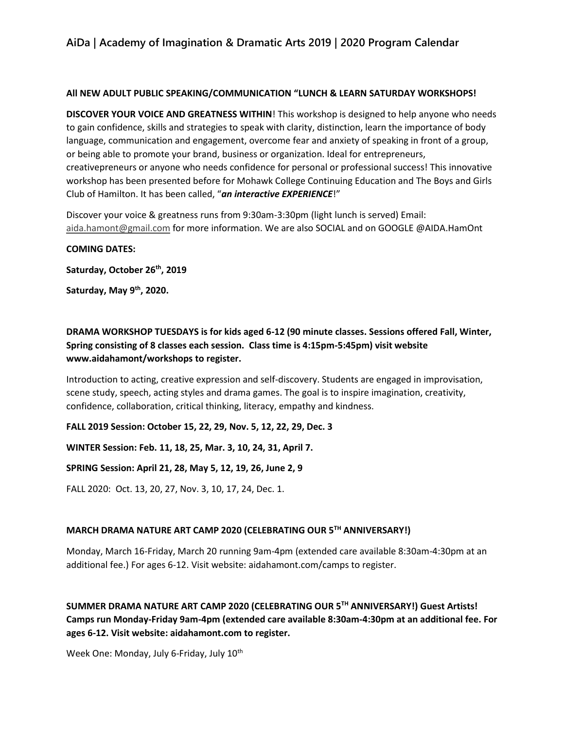# AiDa | Academy of Imagination & Dramatic Arts 2019 | 2020 Program Calendar

**All NEW ADULT PUBLIC SPEAKING/COMMUNICATION "LUNCH & LEARN SATURDAY WORKSHOPS!**

**DISCOVER YOUR VOICE AND GREATNESS WITHIN**! This workshop is designed to help anyone who needs to gain confidence, skills and strategies to speak with clarity, distinction, learn the importance of body language, communication and engagement, overcome fear and anxiety of speaking in front of a group, or being able to promote your brand, business or organization. Ideal for entrepreneurs, creativepreneurs or anyone who needs confidence for personal or professional success! This innovative workshop has been presented before for Mohawk College Continuing Education and The Boys and Girls Club of Hamilton. It has been called, "***an interactive EXPERIENCE***!"

Discover your voice & greatness runs from 9:30am-3:30pm (light lunch is served) Email: aida.hamont@gmail.com for more information. We are also SOCIAL and on GOOGLE @AIDA.HamOnt

**COMING DATES:**

**Saturday, October 26th, 2019**

**Saturday, May 9th, 2020.**

**DRAMA WORKSHOP TUESDAYS is for kids aged 6-12 (90 minute classes. Sessions offered Fall, Winter, Spring consisting of 8 classes each session. Class time is 4:15pm-5:45pm) visit website www.aidahamont/workshops to register.**

Introduction to acting, creative expression and self-discovery. Students are engaged in improvisation, scene study, speech, acting styles and drama games. The goal is to inspire imagination, creativity, confidence, collaboration, critical thinking, literacy, empathy and kindness.

**FALL 2019 Session: October 15, 22, 29, Nov. 5, 12, 22, 29, Dec. 3**

**WINTER Session: Feb. 11, 18, 25, Mar. 3, 10, 24, 31, April 7.**

**SPRING Session: April 21, 28, May 5, 12, 19, 26, June 2, 9**

FALL 2020: Oct. 13, 20, 27, Nov. 3, 10, 17, 24, Dec. 1.

**MARCH DRAMA NATURE ART CAMP 2020 (CELEBRATING OUR 5TH ANNIVERSARY!)**

Monday, March 16-Friday, March 20 running 9am-4pm (extended care available 8:30am-4:30pm at an additional fee.) For ages 6-12. Visit website: aidahamont.com/camps to register.

**SUMMER DRAMA NATURE ART CAMP 2020 (CELEBRATING OUR 5TH ANNIVERSARY!) Guest Artists! Camps run Monday-Friday 9am-4pm (extended care available 8:30am-4:30pm at an additional fee. For ages 6-12. Visit website: aidahamont.com to register.**

Week One: Monday, July 6-Friday, July 10th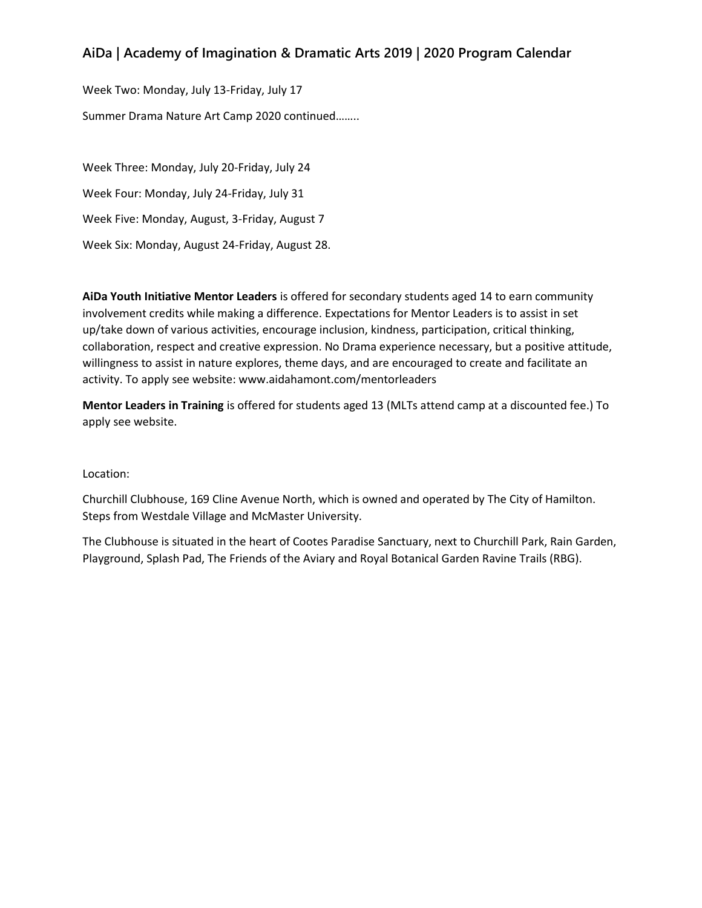Week Two: Monday, July 13-Friday, July 17

Summer Drama Nature Art Camp 2020 continued……..

Week Three: Monday, July 20-Friday, July 24

Week Four: Monday, July 24-Friday, July 31

Week Five: Monday, August, 3-Friday, August 7

Week Six: Monday, August 24-Friday, August 28.

**AiDa Youth Initiative Mentor Leaders** is offered for secondary students aged 14 to earn community involvement credits while making a difference. Expectations for Mentor Leaders is to assist in set up/take down of various activities, encourage inclusion, kindness, participation, critical thinking, collaboration, respect and creative expression. No Drama experience necessary, but a positive attitude, willingness to assist in nature explores, theme days, and are encouraged to create and facilitate an activity. To apply see website: www.aidahamont.com/mentorleaders

**Mentor Leaders in Training** is offered for students aged 13 (MLTs attend camp at a discounted fee.) To apply see website.

Location:

Churchill Clubhouse, 169 Cline Avenue North, which is owned and operated by The City of Hamilton. Steps from Westdale Village and McMaster University.

The Clubhouse is situated in the heart of Cootes Paradise Sanctuary, next to Churchill Park, Rain Garden, Playground, Splash Pad, The Friends of the Aviary and Royal Botanical Garden Ravine Trails (RBG).